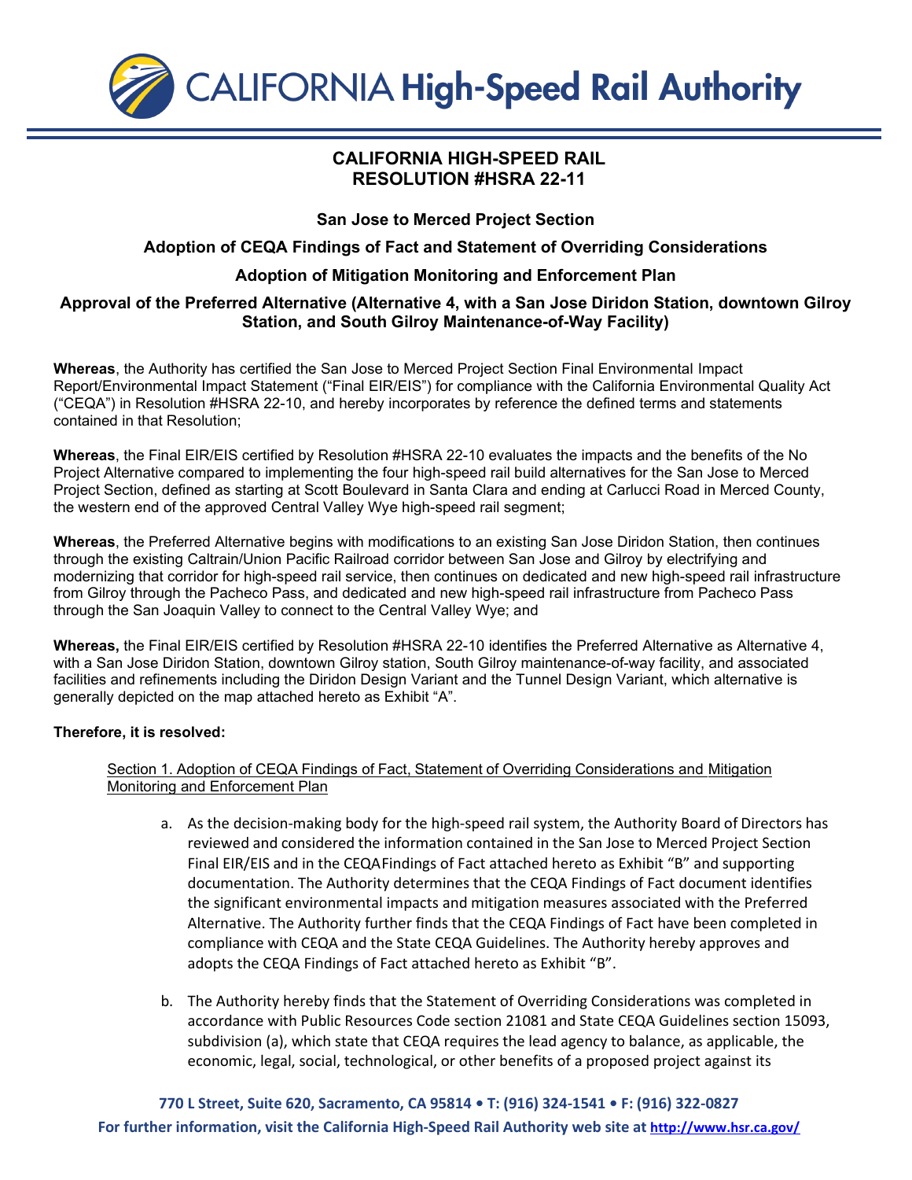# CALIFORNIA High-Speed Rail Authority

## CALIFORNIA HIGH-SPEED RAIL RESOLUTION #HSRA 22-11

### San Jose to Merced Project Section

### Adoption of CEQA Findings of Fact and Statement of Overriding Considerations

### Adoption of Mitigation Monitoring and Enforcement Plan

### Approval of the Preferred Alternative (Alternative 4, with a San Jose Diridon Station, downtown Gilroy Station, and South Gilroy Maintenance-of-Way Facility)

**Whereas**, the Authority has certified the San Jose to Merced Project Section Final Environmental Impact Report/Environmental Impact Statement ("Final EIR/EIS") for compliance with the California Environmental Quality Act ("CEQA") in Resolution #HSRA 22-10, and hereby incorporates by reference the defined terms and statements contained in that Resolution;

**Whereas**, the Final EIR/EIS certified by Resolution #HSRA 22-10 evaluates the impacts and the benefits of the No Project Alternative compared to implementing the four high-speed rail build alternatives for the San Jose to Merced Project Section, defined as starting at Scott Boulevard in Santa Clara and ending at Carlucci Road in Merced County, the western end of the approved Central Valley Wye high-speed rail segment;

**Whereas**, the Preferred Alternative begins with modifications to an existing San Jose Diridon Station, then continues through the existing Caltrain/Union Pacific Railroad corridor between San Jose and Gilroy by electrifying and modernizing that corridor for high-speed rail service, then continues on dedicated and new high-speed rail infrastructure from Gilroy through the Pacheco Pass, and dedicated and new high-speed rail infrastructure from Pacheco Pass through the San Joaquin Valley to connect to the Central Valley Wye; and

**Whereas,** the Final EIR/EIS certified by Resolution #HSRA 22-10 identifies the Preferred Alternative as Alternative 4, with a San Jose Diridon Station, downtown Gilroy station, South Gilroy maintenance-of-way facility, and associated facilities and refinements including the Diridon Design Variant and the Tunnel Design Variant, which alternative is generally depicted on the map attached hereto as Exhibit "A".

**Therefore, it is resolved:**

Section 1. Adoption of CEQA Findings of Fact, Statement of Overriding Considerations and Mitigation Monitoring and Enforcement Plan

a. As the decision-making body for the high-speed rail system, the Authority Board of Directors has reviewed and considered the information contained in the San Jose to Merced Project Section Final EIR/EIS and in the CEQA Findings of Fact attached hereto as Exhibit "B" and supporting documentation. The Authority determines that the CEQA Findings of Fact document identifies the significant environmental impacts and mitigation measures associated with the Preferred Alternative. The Authority further finds that the CEQA Findings of Fact have been completed in compliance with CEQA and the State CEQA Guidelines. The Authority hereby approves and adopts the CEQA Findings of Fact attached hereto as Exhibit "B".

b. The Authority hereby finds that the Statement of Overriding Considerations was completed in accordance with Public Resources Code section 21081 and State CEQA Guidelines section 15093, subdivision (a), which state that CEQA requires the lead agency to balance, as applicable, the economic, legal, social, technological, or other benefits of a proposed project against its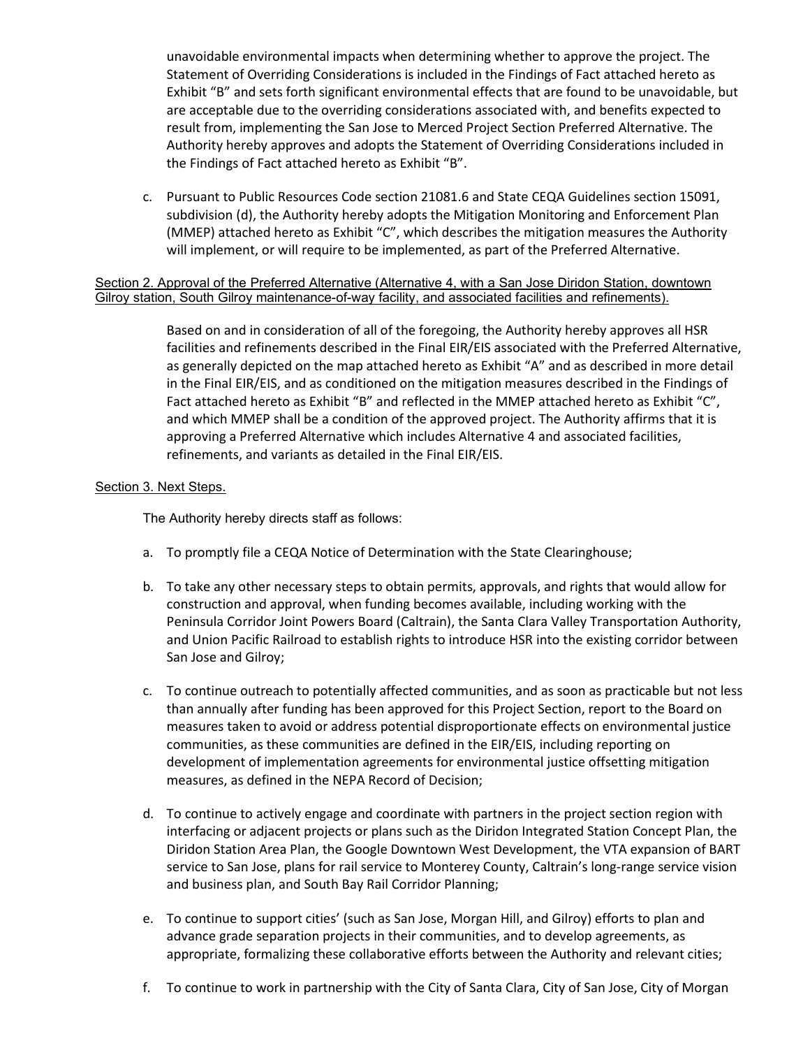unavoidable environmental impacts when determining whether to approve the project. The Statement of Overriding Considerations is included in the Findings of Fact attached hereto as Exhibit "B" and sets forth significant environmental effects that are found to be unavoidable, but are acceptable due to the overriding considerations associated with, and benefits expected to result from, implementing the San Jose to Merced Project Section Preferred Alternative. The Authority hereby approves and adopts the Statement of Overriding Considerations included in the Findings of Fact attached hereto as Exhibit "B".

c. Pursuant to Public Resources Code section 21081.6 and State CEQA Guidelines section 15091, subdivision (d), the Authority hereby adopts the Mitigation Monitoring and Enforcement Plan (MMEP) attached hereto as Exhibit "C", which describes the mitigation measures the Authority will implement, or will require to be implemented, as part of the Preferred Alternative.

Section 2. Approval of the Preferred Alternative (Alternative 4, with a San Jose Diridon Station, downtown Gilroy station, South Gilroy maintenance-of-way facility, and associated facilities and refinements).

Based on and in consideration of all of the foregoing, the Authority hereby approves all HSR facilities and refinements described in the Final EIR/EIS associated with the Preferred Alternative, as generally depicted on the map attached hereto as Exhibit "A" and as described in more detail in the Final EIR/EIS, and as conditioned on the mitigation measures described in the Findings of Fact attached hereto as Exhibit "B" and reflected in the MMEP attached hereto as Exhibit "C", and which MMEP shall be a condition of the approved project. The Authority affirms that it is approving a Preferred Alternative which includes Alternative 4 and associated facilities, refinements, and variants as detailed in the Final EIR/EIS.

Section 3. Next Steps.

The Authority hereby directs staff as follows:

a. To promptly file a CEQA Notice of Determination with the State Clearinghouse;

b. To take any other necessary steps to obtain permits, approvals, and rights that would allow for construction and approval, when funding becomes available, including working with the Peninsula Corridor Joint Powers Board (Caltrain), the Santa Clara Valley Transportation Authority, and Union Pacific Railroad to establish rights to introduce HSR into the existing corridor between San Jose and Gilroy;

c. To continue outreach to potentially affected communities, and as soon as practicable but not less than annually after funding has been approved for this Project Section, report to the Board on measures taken to avoid or address potential disproportionate effects on environmental justice communities, as these communities are defined in the EIR/EIS, including reporting on development of implementation agreements for environmental justice offsetting mitigation measures, as defined in the NEPA Record of Decision;

d. To continue to actively engage and coordinate with partners in the project section region with interfacing or adjacent projects or plans such as the Diridon Integrated Station Concept Plan, the Diridon Station Area Plan, the Google Downtown West Development, the VTA expansion of BART service to San Jose, plans for rail service to Monterey County, Caltrain's long-range service vision and business plan, and South Bay Rail Corridor Planning;

e. To continue to support cities' (such as San Jose, Morgan Hill, and Gilroy) efforts to plan and advance grade separation projects in their communities, and to develop agreements, as appropriate, formalizing these collaborative efforts between the Authority and relevant cities;

f. To continue to work in partnership with the City of Santa Clara, City of San Jose, City of Morgan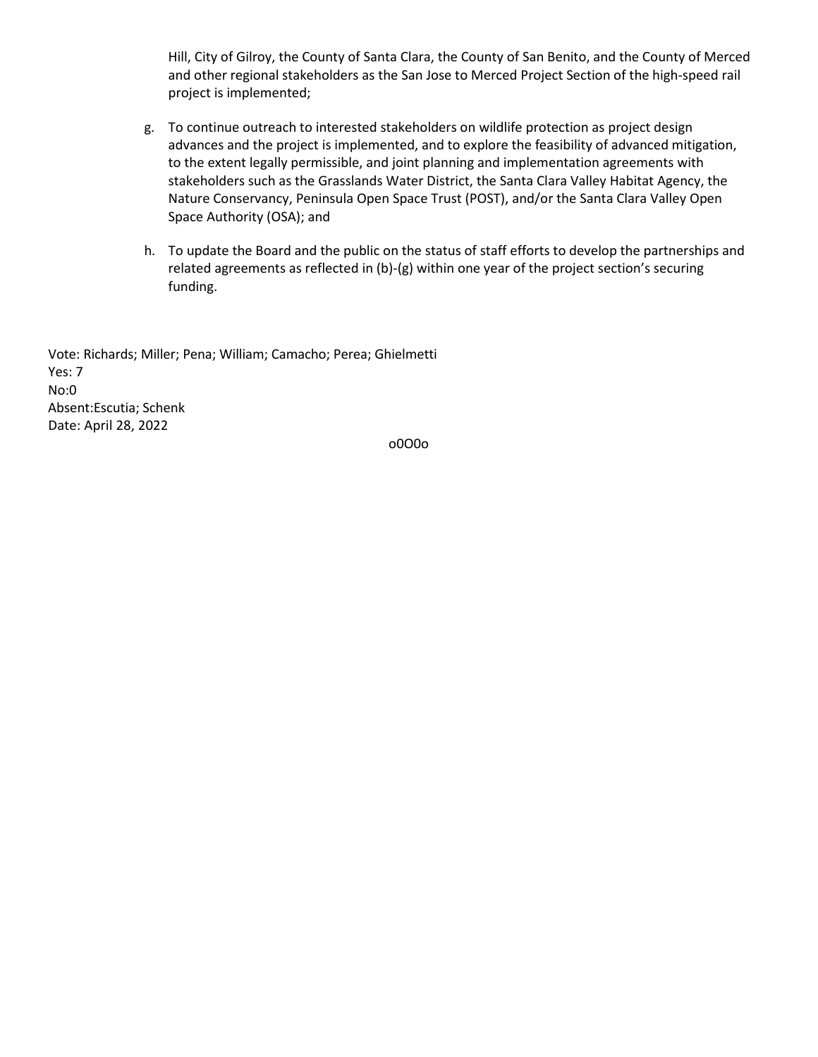Hill, City of Gilroy, the County of Santa Clara, the County of San Benito, and the County of Merced and other regional stakeholders as the San Jose to Merced Project Section of the high-speed rail project is implemented;

g. To continue outreach to interested stakeholders on wildlife protection as project design advances and the project is implemented, and to explore the feasibility of advanced mitigation, to the extent legally permissible, and joint planning and implementation agreements with stakeholders such as the Grasslands Water District, the Santa Clara Valley Habitat Agency, the Nature Conservancy, Peninsula Open Space Trust (POST), and/or the Santa Clara Valley Open Space Authority (OSA); and

h. To update the Board and the public on the status of staff efforts to develop the partnerships and related agreements as reflected in (b)-(g) within one year of the project section's securing funding.

Vote: Richards; Miller; Pena; William; Camacho; Perea; Ghielmetti
Yes: 7
No:0
Absent:Escutia; Schenk
Date: April 28, 2022

o0O0o